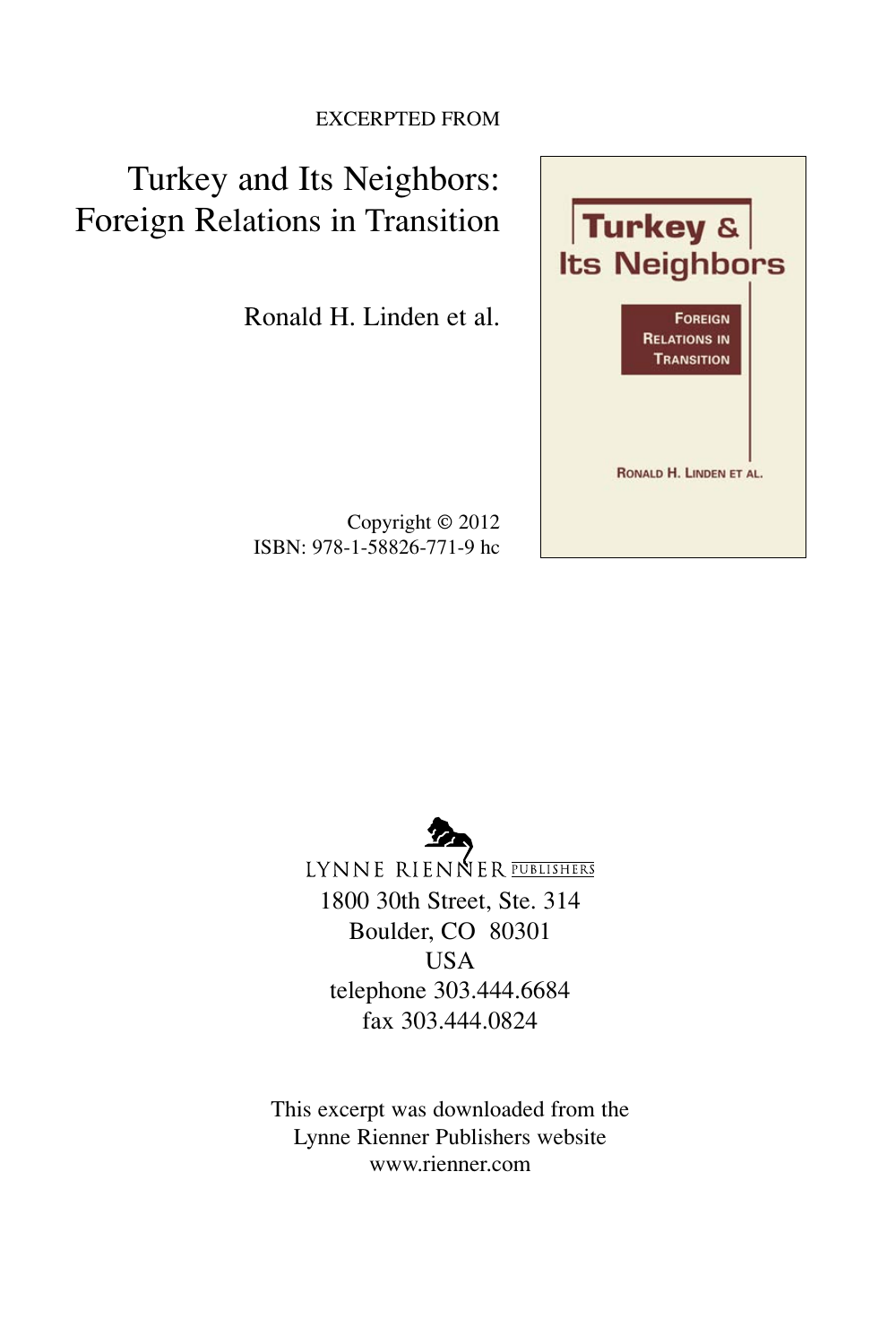EXCERPTED FROM

# Turkey and Its Neighbors: Foreign Relations in Transition

Ronald H. Linden et al.

Copyright © 2012
ISBN: 978-1-58826-771-9 hc

LYNNE RIENNER PUBLISHERS
1800 30th Street, Ste. 314
Boulder, CO 80301
USA
telephone 303.444.6684
fax 303.444.0824

This excerpt was downloaded from the
Lynne Rienner Publishers website
www.rienner.com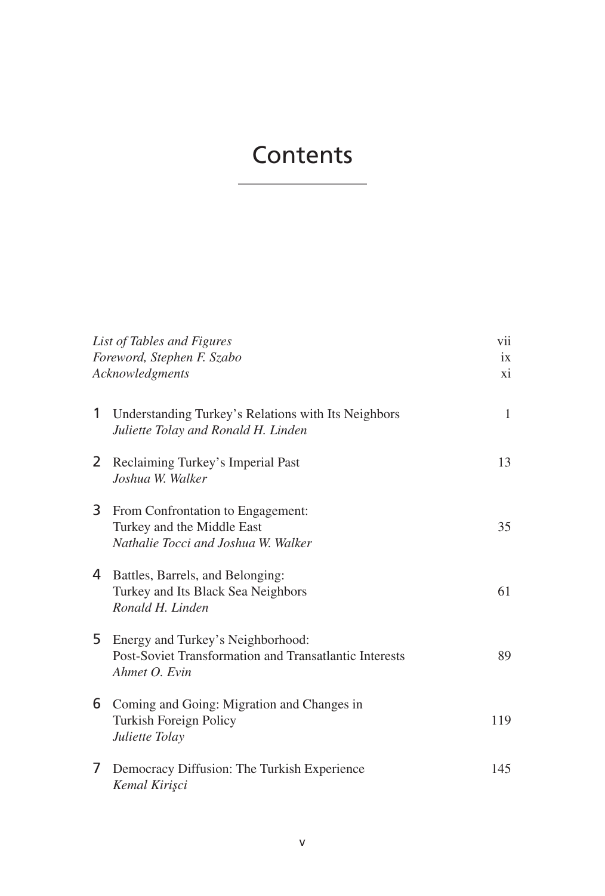# Contents

| | | |
|---|---|---|
| | *List of Tables and Figures* | vii |
| | *Foreword, Stephen F. Szabo* | ix |
| | *Acknowledgments* | xi |
| 1 | Understanding Turkey's Relations with Its Neighbors<br>*Juliette Tolay and Ronald H. Linden* | 1 |
| 2 | Reclaiming Turkey's Imperial Past<br>*Joshua W. Walker* | 13 |
| 3 | From Confrontation to Engagement:<br>Turkey and the Middle East<br>*Nathalie Tocci and Joshua W. Walker* | 35 |
| 4 | Battles, Barrels, and Belonging:<br>Turkey and Its Black Sea Neighbors<br>*Ronald H. Linden* | 61 |
| 5 | Energy and Turkey's Neighborhood:<br>Post-Soviet Transformation and Transatlantic Interests<br>*Ahmet O. Evin* | 89 |
| 6 | Coming and Going: Migration and Changes in<br>Turkish Foreign Policy<br>*Juliette Tolay* | 119 |
| 7 | Democracy Diffusion: The Turkish Experience<br>*Kemal Kirişci* | 145 |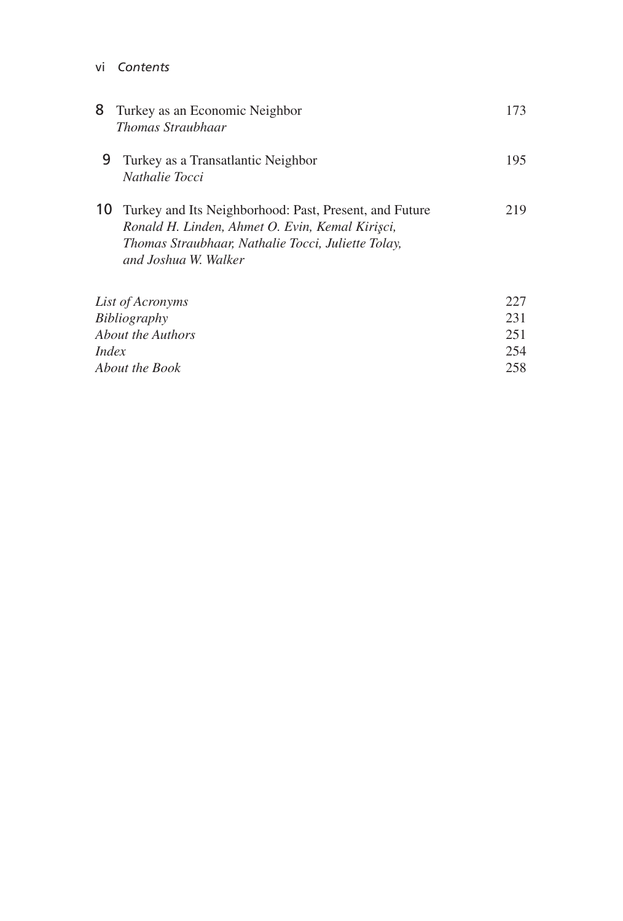| | | |
|---|---|---|
| 8 | Turkey as an Economic Neighbor<br>*Thomas Straubhaar* | 173 |
| 9 | Turkey as a Transatlantic Neighbor<br>*Nathalie Tocci* | 195 |
| 10 | Turkey and Its Neighborhood: Past, Present, and Future<br>*Ronald H. Linden, Ahmet O. Evin, Kemal Kirişci, Thomas Straubhaar, Nathalie Tocci, Juliette Tolay, and Joshua W. Walker* | 219 |

| | |
|---|---|
| *List of Acronyms* | 227 |
| *Bibliography* | 231 |
| *About the Authors* | 251 |
| *Index* | 254 |
| *About the Book* | 258 |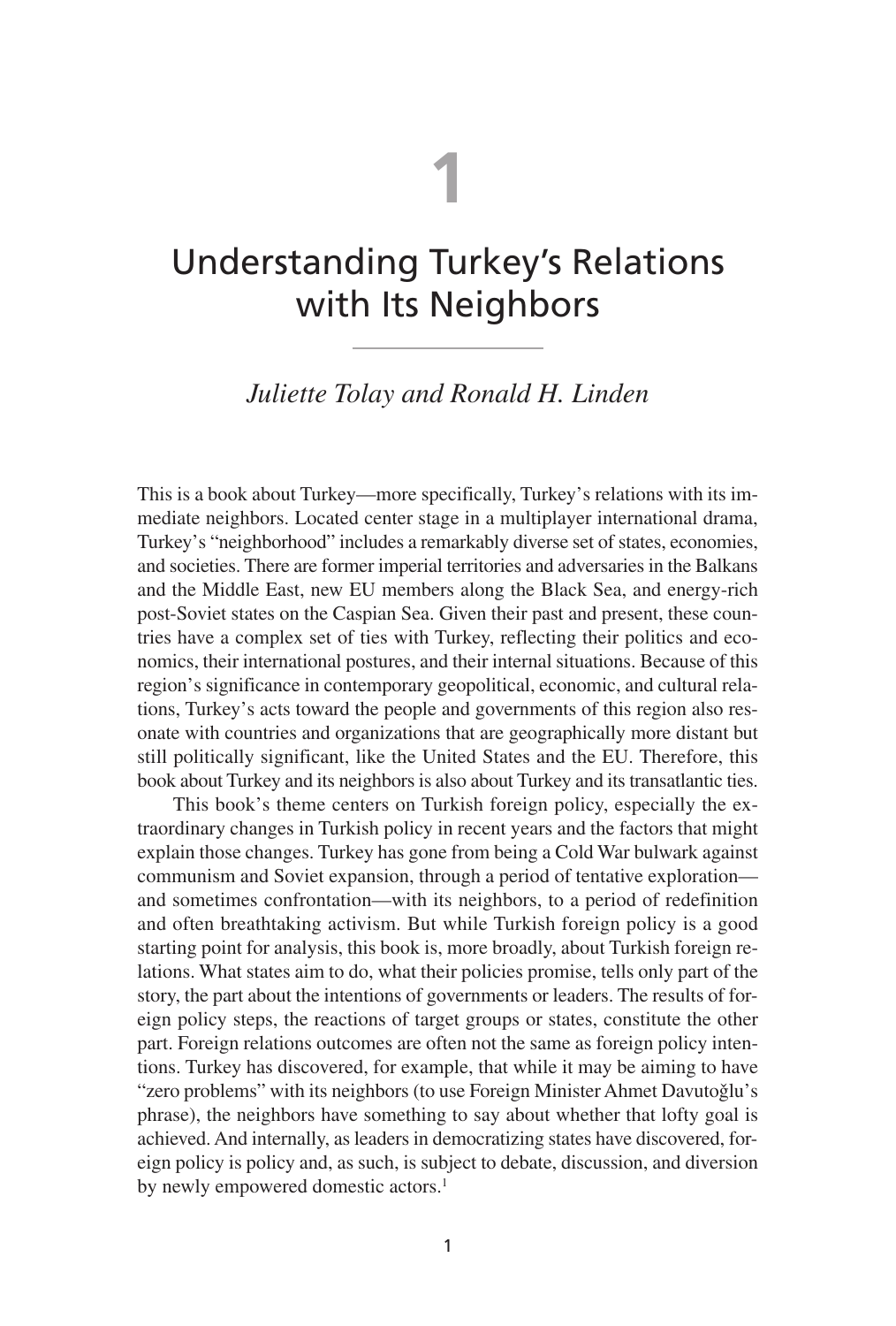# 1

# Understanding Turkey's Relations with Its Neighbors

*Juliette Tolay and Ronald H. Linden*

This is a book about Turkey—more specifically, Turkey's relations with its immediate neighbors. Located center stage in a multiplayer international drama, Turkey's "neighborhood" includes a remarkably diverse set of states, economies, and societies. There are former imperial territories and adversaries in the Balkans and the Middle East, new EU members along the Black Sea, and energy-rich post-Soviet states on the Caspian Sea. Given their past and present, these countries have a complex set of ties with Turkey, reflecting their politics and economics, their international postures, and their internal situations. Because of this region's significance in contemporary geopolitical, economic, and cultural relations, Turkey's acts toward the people and governments of this region also resonate with countries and organizations that are geographically more distant but still politically significant, like the United States and the EU. Therefore, this book about Turkey and its neighbors is also about Turkey and its transatlantic ties.

This book's theme centers on Turkish foreign policy, especially the extraordinary changes in Turkish policy in recent years and the factors that might explain those changes. Turkey has gone from being a Cold War bulwark against communism and Soviet expansion, through a period of tentative exploration—and sometimes confrontation—with its neighbors, to a period of redefinition and often breathtaking activism. But while Turkish foreign policy is a good starting point for analysis, this book is, more broadly, about Turkish foreign relations. What states aim to do, what their policies promise, tells only part of the story, the part about the intentions of governments or leaders. The results of foreign policy steps, the reactions of target groups or states, constitute the other part. Foreign relations outcomes are often not the same as foreign policy intentions. Turkey has discovered, for example, that while it may be aiming to have "zero problems" with its neighbors (to use Foreign Minister Ahmet Davutoğlu's phrase), the neighbors have something to say about whether that lofty goal is achieved. And internally, as leaders in democratizing states have discovered, foreign policy is policy and, as such, is subject to debate, discussion, and diversion by newly empowered domestic actors.[1]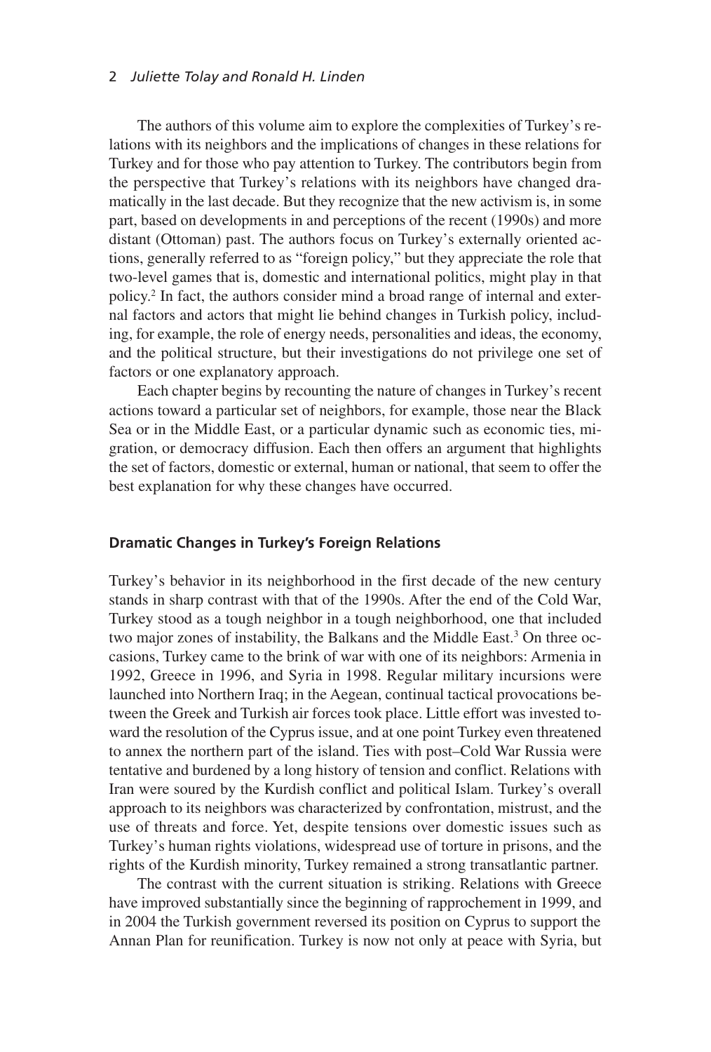The authors of this volume aim to explore the complexities of Turkey's relations with its neighbors and the implications of changes in these relations for Turkey and for those who pay attention to Turkey. The contributors begin from the perspective that Turkey's relations with its neighbors have changed dramatically in the last decade. But they recognize that the new activism is, in some part, based on developments in and perceptions of the recent (1990s) and more distant (Ottoman) past. The authors focus on Turkey's externally oriented actions, generally referred to as "foreign policy," but they appreciate the role that two-level games that is, domestic and international politics, might play in that policy.[2] In fact, the authors consider mind a broad range of internal and external factors and actors that might lie behind changes in Turkish policy, including, for example, the role of energy needs, personalities and ideas, the economy, and the political structure, but their investigations do not privilege one set of factors or one explanatory approach.

Each chapter begins by recounting the nature of changes in Turkey's recent actions toward a particular set of neighbors, for example, those near the Black Sea or in the Middle East, or a particular dynamic such as economic ties, migration, or democracy diffusion. Each then offers an argument that highlights the set of factors, domestic or external, human or national, that seem to offer the best explanation for why these changes have occurred.

### Dramatic Changes in Turkey's Foreign Relations

Turkey's behavior in its neighborhood in the first decade of the new century stands in sharp contrast with that of the 1990s. After the end of the Cold War, Turkey stood as a tough neighbor in a tough neighborhood, one that included two major zones of instability, the Balkans and the Middle East.[3] On three occasions, Turkey came to the brink of war with one of its neighbors: Armenia in 1992, Greece in 1996, and Syria in 1998. Regular military incursions were launched into Northern Iraq; in the Aegean, continual tactical provocations between the Greek and Turkish air forces took place. Little effort was invested toward the resolution of the Cyprus issue, and at one point Turkey even threatened to annex the northern part of the island. Ties with post–Cold War Russia were tentative and burdened by a long history of tension and conflict. Relations with Iran were soured by the Kurdish conflict and political Islam. Turkey's overall approach to its neighbors was characterized by confrontation, mistrust, and the use of threats and force. Yet, despite tensions over domestic issues such as Turkey's human rights violations, widespread use of torture in prisons, and the rights of the Kurdish minority, Turkey remained a strong transatlantic partner.

The contrast with the current situation is striking. Relations with Greece have improved substantially since the beginning of rapprochement in 1999, and in 2004 the Turkish government reversed its position on Cyprus to support the Annan Plan for reunification. Turkey is now not only at peace with Syria, but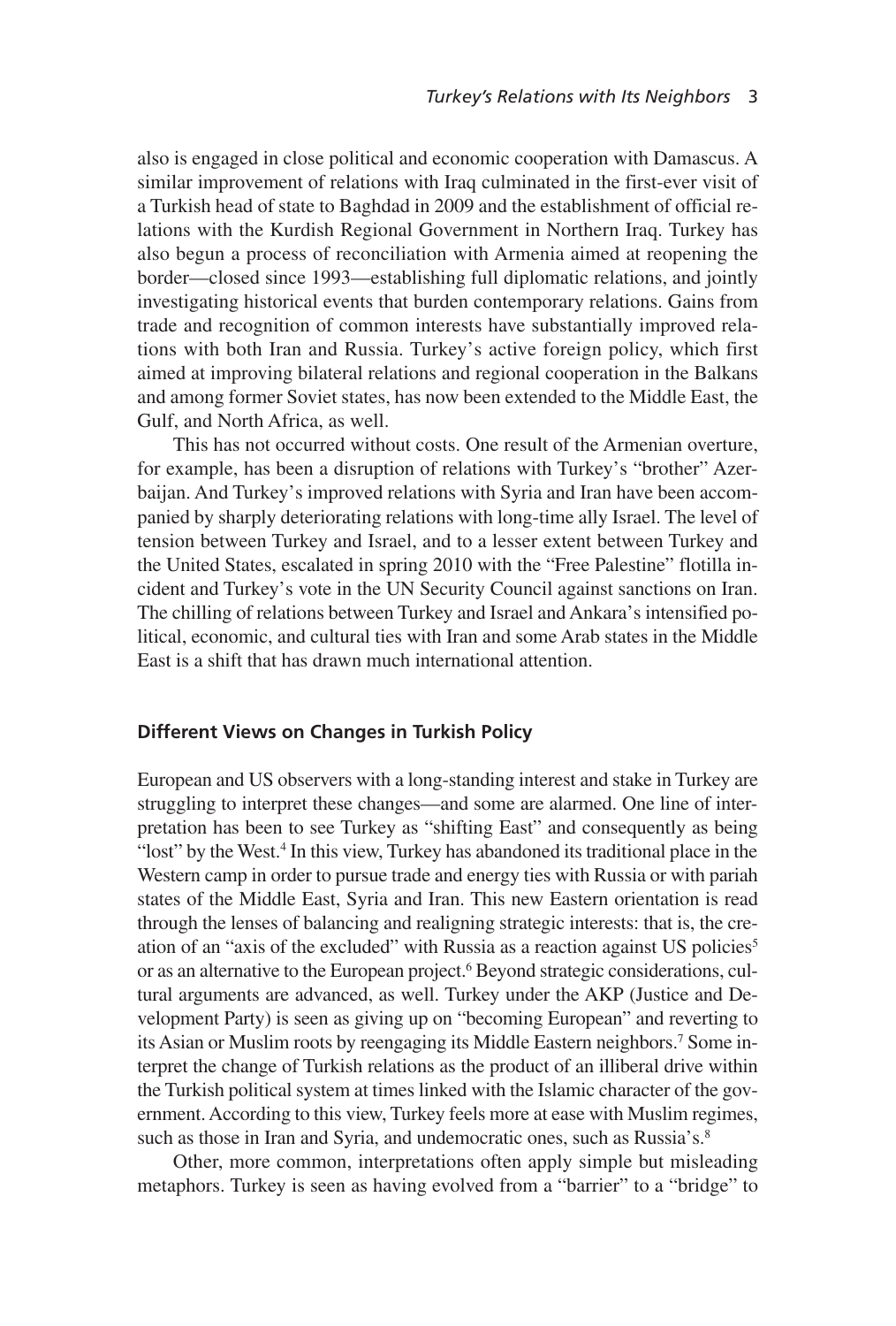also is engaged in close political and economic cooperation with Damascus. A similar improvement of relations with Iraq culminated in the first-ever visit of a Turkish head of state to Baghdad in 2009 and the establishment of official relations with the Kurdish Regional Government in Northern Iraq. Turkey has also begun a process of reconciliation with Armenia aimed at reopening the border—closed since 1993—establishing full diplomatic relations, and jointly investigating historical events that burden contemporary relations. Gains from trade and recognition of common interests have substantially improved relations with both Iran and Russia. Turkey's active foreign policy, which first aimed at improving bilateral relations and regional cooperation in the Balkans and among former Soviet states, has now been extended to the Middle East, the Gulf, and North Africa, as well.

This has not occurred without costs. One result of the Armenian overture, for example, has been a disruption of relations with Turkey's "brother" Azerbaijan. And Turkey's improved relations with Syria and Iran have been accompanied by sharply deteriorating relations with long-time ally Israel. The level of tension between Turkey and Israel, and to a lesser extent between Turkey and the United States, escalated in spring 2010 with the "Free Palestine" flotilla incident and Turkey's vote in the UN Security Council against sanctions on Iran. The chilling of relations between Turkey and Israel and Ankara's intensified political, economic, and cultural ties with Iran and some Arab states in the Middle East is a shift that has drawn much international attention.

## Different Views on Changes in Turkish Policy

European and US observers with a long-standing interest and stake in Turkey are struggling to interpret these changes—and some are alarmed. One line of interpretation has been to see Turkey as "shifting East" and consequently as being "lost" by the West.[4] In this view, Turkey has abandoned its traditional place in the Western camp in order to pursue trade and energy ties with Russia or with pariah states of the Middle East, Syria and Iran. This new Eastern orientation is read through the lenses of balancing and realigning strategic interests: that is, the creation of an "axis of the excluded" with Russia as a reaction against US policies[5] or as an alternative to the European project.[6] Beyond strategic considerations, cultural arguments are advanced, as well. Turkey under the AKP (Justice and Development Party) is seen as giving up on "becoming European" and reverting to its Asian or Muslim roots by reengaging its Middle Eastern neighbors.[7] Some interpret the change of Turkish relations as the product of an illiberal drive within the Turkish political system at times linked with the Islamic character of the government. According to this view, Turkey feels more at ease with Muslim regimes, such as those in Iran and Syria, and undemocratic ones, such as Russia's.[8]

Other, more common, interpretations often apply simple but misleading metaphors. Turkey is seen as having evolved from a "barrier" to a "bridge" to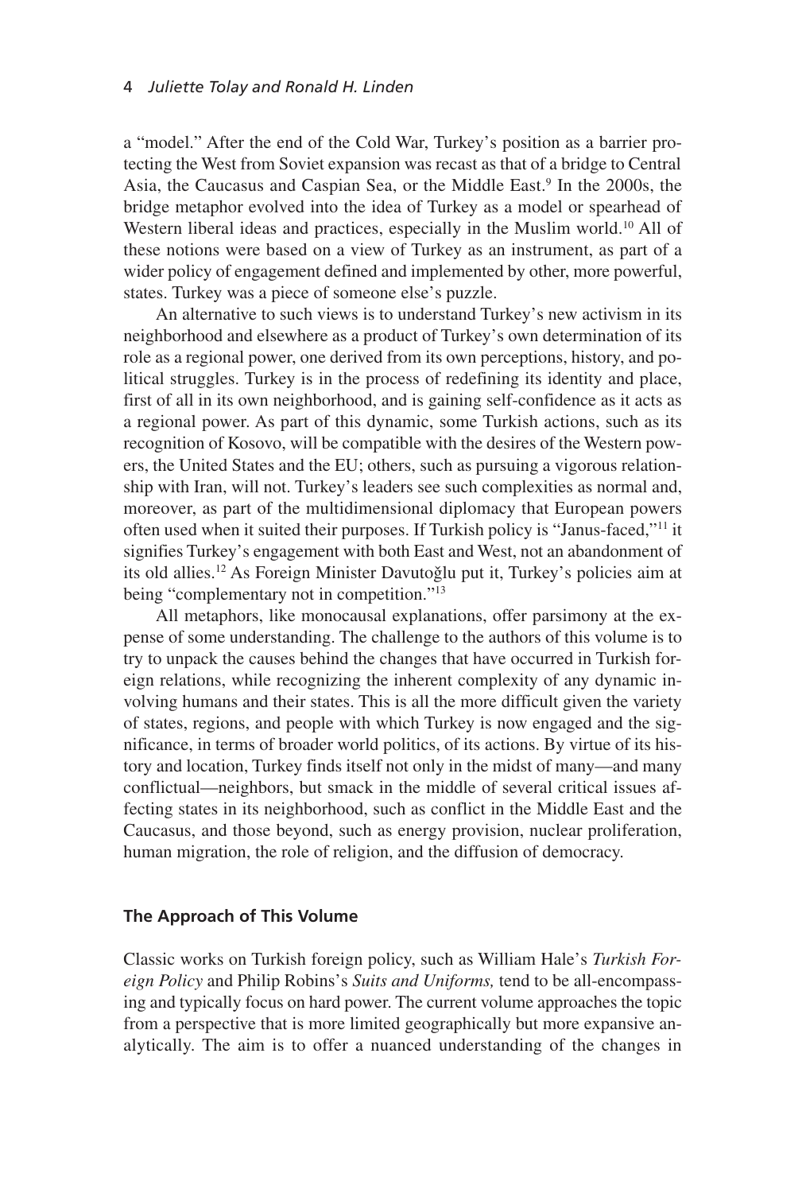a "model." After the end of the Cold War, Turkey's position as a barrier protecting the West from Soviet expansion was recast as that of a bridge to Central Asia, the Caucasus and Caspian Sea, or the Middle East.[9] In the 2000s, the bridge metaphor evolved into the idea of Turkey as a model or spearhead of Western liberal ideas and practices, especially in the Muslim world.[10] All of these notions were based on a view of Turkey as an instrument, as part of a wider policy of engagement defined and implemented by other, more powerful, states. Turkey was a piece of someone else's puzzle.

An alternative to such views is to understand Turkey's new activism in its neighborhood and elsewhere as a product of Turkey's own determination of its role as a regional power, one derived from its own perceptions, history, and political struggles. Turkey is in the process of redefining its identity and place, first of all in its own neighborhood, and is gaining self-confidence as it acts as a regional power. As part of this dynamic, some Turkish actions, such as its recognition of Kosovo, will be compatible with the desires of the Western powers, the United States and the EU; others, such as pursuing a vigorous relationship with Iran, will not. Turkey's leaders see such complexities as normal and, moreover, as part of the multidimensional diplomacy that European powers often used when it suited their purposes. If Turkish policy is "Janus-faced,"[11] it signifies Turkey's engagement with both East and West, not an abandonment of its old allies.[12] As Foreign Minister Davutoğlu put it, Turkey's policies aim at being "complementary not in competition."[13]

All metaphors, like monocausal explanations, offer parsimony at the expense of some understanding. The challenge to the authors of this volume is to try to unpack the causes behind the changes that have occurred in Turkish foreign relations, while recognizing the inherent complexity of any dynamic involving humans and their states. This is all the more difficult given the variety of states, regions, and people with which Turkey is now engaged and the significance, in terms of broader world politics, of its actions. By virtue of its history and location, Turkey finds itself not only in the midst of many—and many conflictual—neighbors, but smack in the middle of several critical issues affecting states in its neighborhood, such as conflict in the Middle East and the Caucasus, and those beyond, such as energy provision, nuclear proliferation, human migration, the role of religion, and the diffusion of democracy.

## The Approach of This Volume

Classic works on Turkish foreign policy, such as William Hale's *Turkish Foreign Policy* and Philip Robins's *Suits and Uniforms,* tend to be all-encompassing and typically focus on hard power. The current volume approaches the topic from a perspective that is more limited geographically but more expansive analytically. The aim is to offer a nuanced understanding of the changes in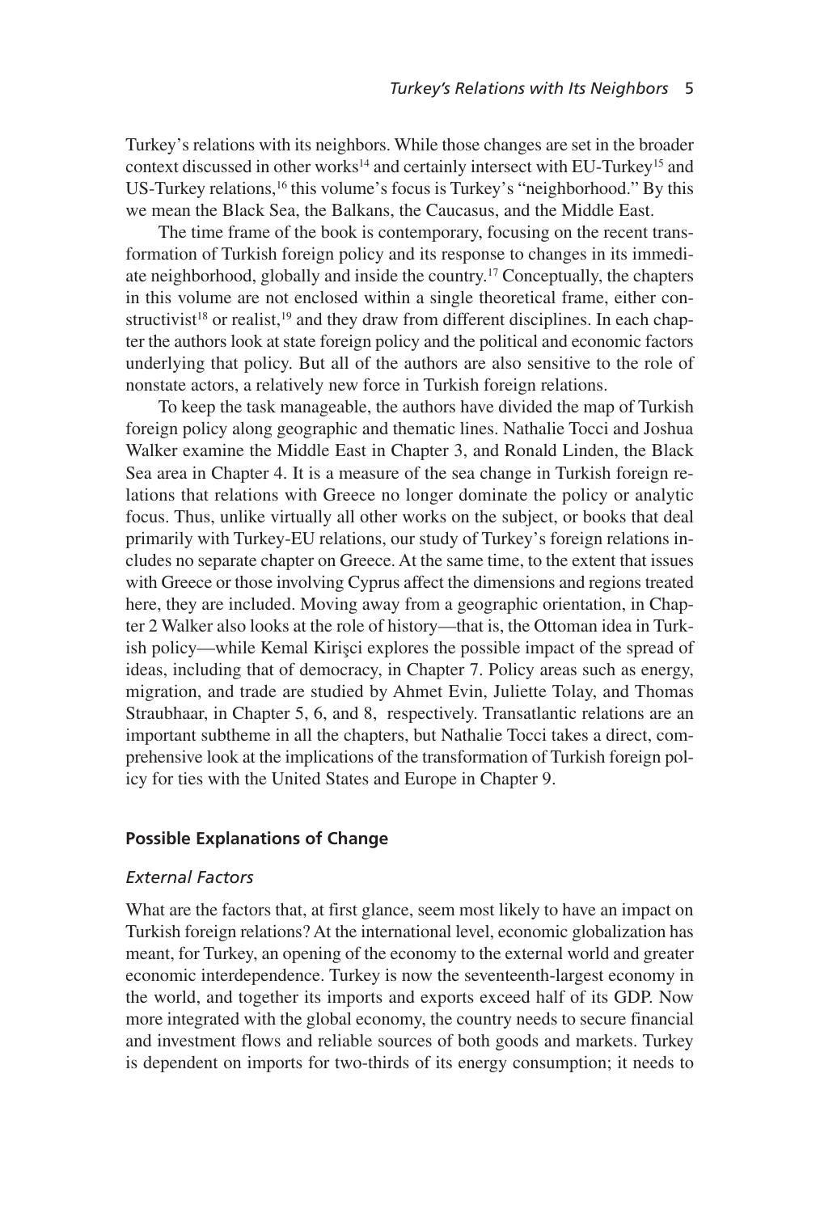Turkey's relations with its neighbors. While those changes are set in the broader context discussed in other works[14] and certainly intersect with EU-Turkey[15] and US-Turkey relations,[16] this volume's focus is Turkey's "neighborhood." By this we mean the Black Sea, the Balkans, the Caucasus, and the Middle East.

The time frame of the book is contemporary, focusing on the recent transformation of Turkish foreign policy and its response to changes in its immediate neighborhood, globally and inside the country.[17] Conceptually, the chapters in this volume are not enclosed within a single theoretical frame, either constructivist[18] or realist,[19] and they draw from different disciplines. In each chapter the authors look at state foreign policy and the political and economic factors underlying that policy. But all of the authors are also sensitive to the role of nonstate actors, a relatively new force in Turkish foreign relations.

To keep the task manageable, the authors have divided the map of Turkish foreign policy along geographic and thematic lines. Nathalie Tocci and Joshua Walker examine the Middle East in Chapter 3, and Ronald Linden, the Black Sea area in Chapter 4. It is a measure of the sea change in Turkish foreign relations that relations with Greece no longer dominate the policy or analytic focus. Thus, unlike virtually all other works on the subject, or books that deal primarily with Turkey-EU relations, our study of Turkey's foreign relations includes no separate chapter on Greece. At the same time, to the extent that issues with Greece or those involving Cyprus affect the dimensions and regions treated here, they are included. Moving away from a geographic orientation, in Chapter 2 Walker also looks at the role of history—that is, the Ottoman idea in Turkish policy—while Kemal Kirişci explores the possible impact of the spread of ideas, including that of democracy, in Chapter 7. Policy areas such as energy, migration, and trade are studied by Ahmet Evin, Juliette Tolay, and Thomas Straubhaar, in Chapter 5, 6, and 8, respectively. Transatlantic relations are an important subtheme in all the chapters, but Nathalie Tocci takes a direct, comprehensive look at the implications of the transformation of Turkish foreign policy for ties with the United States and Europe in Chapter 9.

### Possible Explanations of Change

#### *External Factors*

What are the factors that, at first glance, seem most likely to have an impact on Turkish foreign relations? At the international level, economic globalization has meant, for Turkey, an opening of the economy to the external world and greater economic interdependence. Turkey is now the seventeenth-largest economy in the world, and together its imports and exports exceed half of its GDP. Now more integrated with the global economy, the country needs to secure financial and investment flows and reliable sources of both goods and markets. Turkey is dependent on imports for two-thirds of its energy consumption; it needs to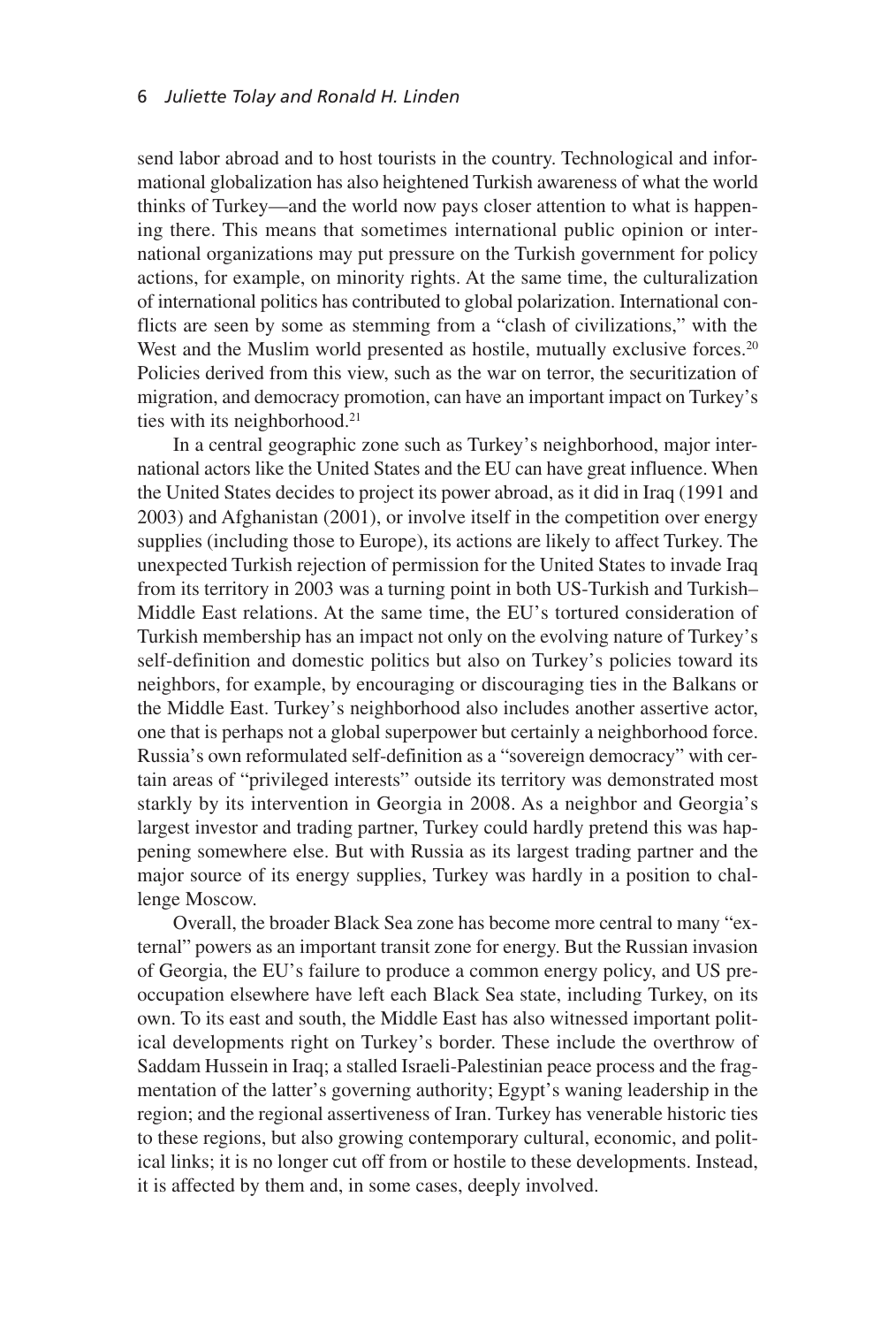send labor abroad and to host tourists in the country. Technological and informational globalization has also heightened Turkish awareness of what the world thinks of Turkey—and the world now pays closer attention to what is happening there. This means that sometimes international public opinion or international organizations may put pressure on the Turkish government for policy actions, for example, on minority rights. At the same time, the culturalization of international politics has contributed to global polarization. International conflicts are seen by some as stemming from a "clash of civilizations," with the West and the Muslim world presented as hostile, mutually exclusive forces.[20] Policies derived from this view, such as the war on terror, the securitization of migration, and democracy promotion, can have an important impact on Turkey's ties with its neighborhood.[21]

In a central geographic zone such as Turkey's neighborhood, major international actors like the United States and the EU can have great influence. When the United States decides to project its power abroad, as it did in Iraq (1991 and 2003) and Afghanistan (2001), or involve itself in the competition over energy supplies (including those to Europe), its actions are likely to affect Turkey. The unexpected Turkish rejection of permission for the United States to invade Iraq from its territory in 2003 was a turning point in both US-Turkish and Turkish–Middle East relations. At the same time, the EU's tortured consideration of Turkish membership has an impact not only on the evolving nature of Turkey's self-definition and domestic politics but also on Turkey's policies toward its neighbors, for example, by encouraging or discouraging ties in the Balkans or the Middle East. Turkey's neighborhood also includes another assertive actor, one that is perhaps not a global superpower but certainly a neighborhood force. Russia's own reformulated self-definition as a "sovereign democracy" with certain areas of "privileged interests" outside its territory was demonstrated most starkly by its intervention in Georgia in 2008. As a neighbor and Georgia's largest investor and trading partner, Turkey could hardly pretend this was happening somewhere else. But with Russia as its largest trading partner and the major source of its energy supplies, Turkey was hardly in a position to challenge Moscow.

Overall, the broader Black Sea zone has become more central to many "external" powers as an important transit zone for energy. But the Russian invasion of Georgia, the EU's failure to produce a common energy policy, and US preoccupation elsewhere have left each Black Sea state, including Turkey, on its own. To its east and south, the Middle East has also witnessed important political developments right on Turkey's border. These include the overthrow of Saddam Hussein in Iraq; a stalled Israeli-Palestinian peace process and the fragmentation of the latter's governing authority; Egypt's waning leadership in the region; and the regional assertiveness of Iran. Turkey has venerable historic ties to these regions, but also growing contemporary cultural, economic, and political links; it is no longer cut off from or hostile to these developments. Instead, it is affected by them and, in some cases, deeply involved.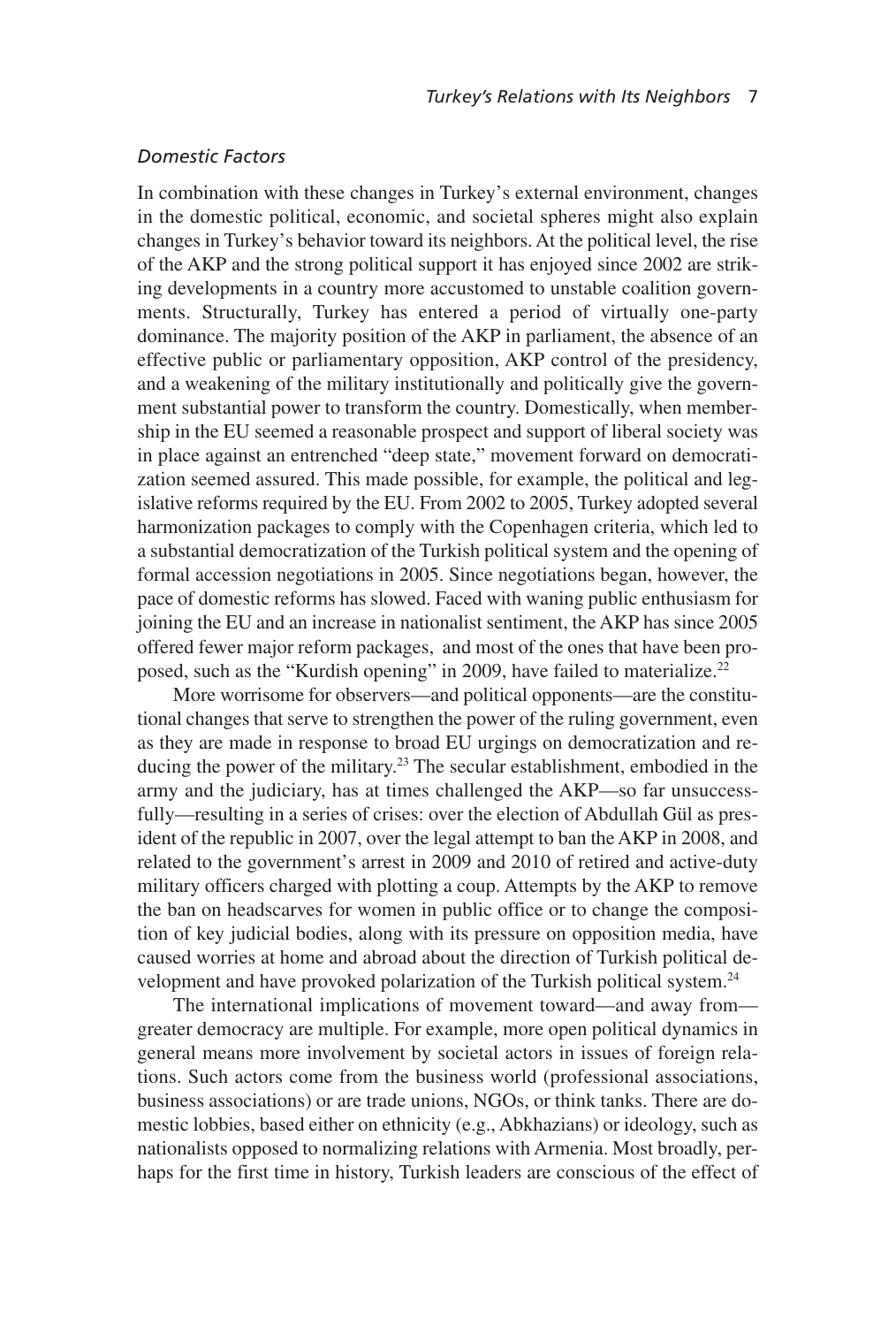### *Domestic Factors*

In combination with these changes in Turkey's external environment, changes in the domestic political, economic, and societal spheres might also explain changes in Turkey's behavior toward its neighbors. At the political level, the rise of the AKP and the strong political support it has enjoyed since 2002 are striking developments in a country more accustomed to unstable coalition governments. Structurally, Turkey has entered a period of virtually one-party dominance. The majority position of the AKP in parliament, the absence of an effective public or parliamentary opposition, AKP control of the presidency, and a weakening of the military institutionally and politically give the government substantial power to transform the country. Domestically, when membership in the EU seemed a reasonable prospect and support of liberal society was in place against an entrenched "deep state," movement forward on democratization seemed assured. This made possible, for example, the political and legislative reforms required by the EU. From 2002 to 2005, Turkey adopted several harmonization packages to comply with the Copenhagen criteria, which led to a substantial democratization of the Turkish political system and the opening of formal accession negotiations in 2005. Since negotiations began, however, the pace of domestic reforms has slowed. Faced with waning public enthusiasm for joining the EU and an increase in nationalist sentiment, the AKP has since 2005 offered fewer major reform packages, and most of the ones that have been proposed, such as the "Kurdish opening" in 2009, have failed to materialize.[22]

More worrisome for observers—and political opponents—are the constitutional changes that serve to strengthen the power of the ruling government, even as they are made in response to broad EU urgings on democratization and reducing the power of the military.[23] The secular establishment, embodied in the army and the judiciary, has at times challenged the AKP—so far unsuccessfully—resulting in a series of crises: over the election of Abdullah Gül as president of the republic in 2007, over the legal attempt to ban the AKP in 2008, and related to the government's arrest in 2009 and 2010 of retired and active-duty military officers charged with plotting a coup. Attempts by the AKP to remove the ban on headscarves for women in public office or to change the composition of key judicial bodies, along with its pressure on opposition media, have caused worries at home and abroad about the direction of Turkish political development and have provoked polarization of the Turkish political system.[24]

The international implications of movement toward—and away from—greater democracy are multiple. For example, more open political dynamics in general means more involvement by societal actors in issues of foreign relations. Such actors come from the business world (professional associations, business associations) or are trade unions, NGOs, or think tanks. There are domestic lobbies, based either on ethnicity (e.g., Abkhazians) or ideology, such as nationalists opposed to normalizing relations with Armenia. Most broadly, perhaps for the first time in history, Turkish leaders are conscious of the effect of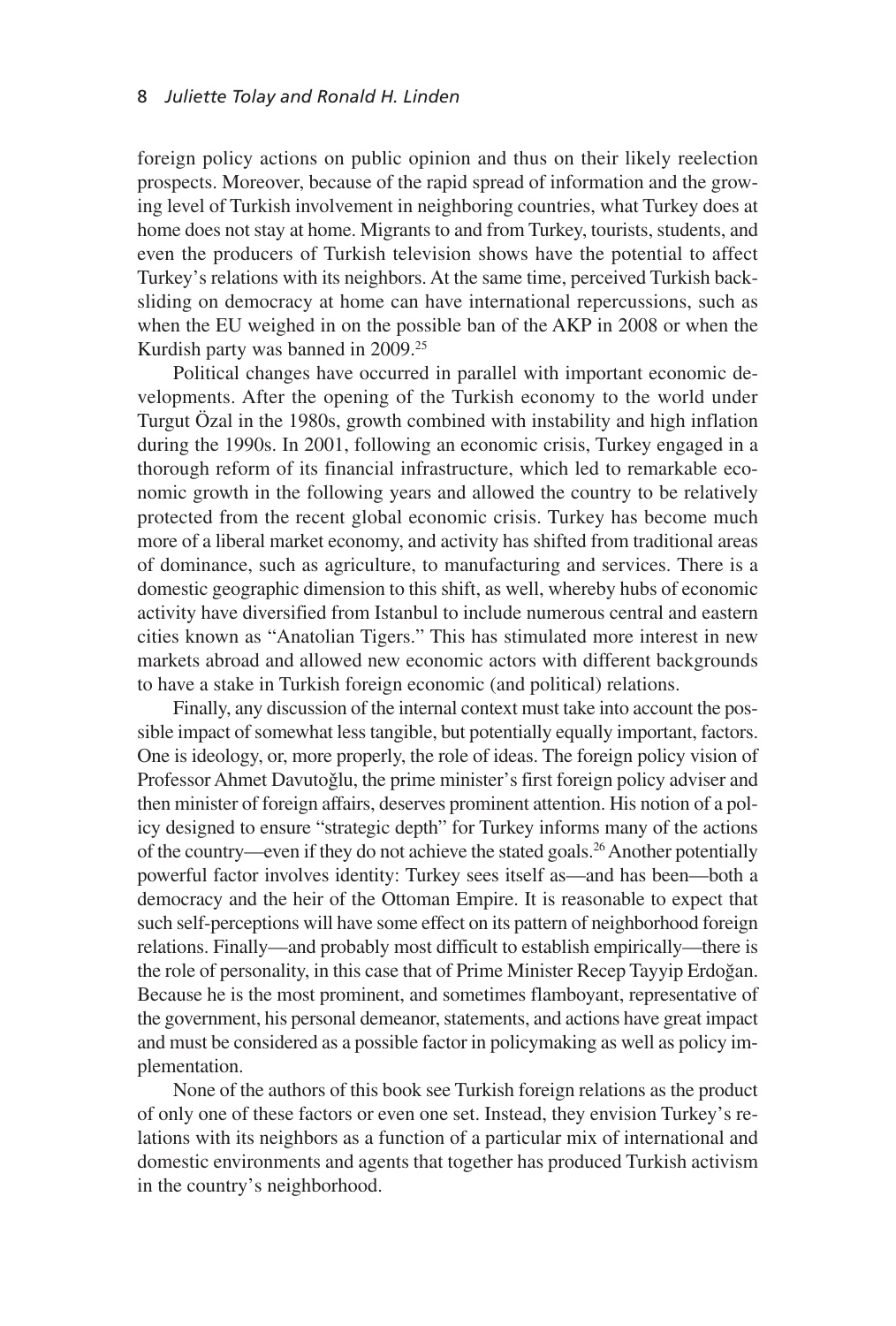foreign policy actions on public opinion and thus on their likely reelection prospects. Moreover, because of the rapid spread of information and the growing level of Turkish involvement in neighboring countries, what Turkey does at home does not stay at home. Migrants to and from Turkey, tourists, students, and even the producers of Turkish television shows have the potential to affect Turkey's relations with its neighbors. At the same time, perceived Turkish backsliding on democracy at home can have international repercussions, such as when the EU weighed in on the possible ban of the AKP in 2008 or when the Kurdish party was banned in 2009.[25]

Political changes have occurred in parallel with important economic developments. After the opening of the Turkish economy to the world under Turgut Özal in the 1980s, growth combined with instability and high inflation during the 1990s. In 2001, following an economic crisis, Turkey engaged in a thorough reform of its financial infrastructure, which led to remarkable economic growth in the following years and allowed the country to be relatively protected from the recent global economic crisis. Turkey has become much more of a liberal market economy, and activity has shifted from traditional areas of dominance, such as agriculture, to manufacturing and services. There is a domestic geographic dimension to this shift, as well, whereby hubs of economic activity have diversified from Istanbul to include numerous central and eastern cities known as "Anatolian Tigers." This has stimulated more interest in new markets abroad and allowed new economic actors with different backgrounds to have a stake in Turkish foreign economic (and political) relations.

Finally, any discussion of the internal context must take into account the possible impact of somewhat less tangible, but potentially equally important, factors. One is ideology, or, more properly, the role of ideas. The foreign policy vision of Professor Ahmet Davutoğlu, the prime minister's first foreign policy adviser and then minister of foreign affairs, deserves prominent attention. His notion of a policy designed to ensure "strategic depth" for Turkey informs many of the actions of the country—even if they do not achieve the stated goals.[26] Another potentially powerful factor involves identity: Turkey sees itself as—and has been—both a democracy and the heir of the Ottoman Empire. It is reasonable to expect that such self-perceptions will have some effect on its pattern of neighborhood foreign relations. Finally—and probably most difficult to establish empirically—there is the role of personality, in this case that of Prime Minister Recep Tayyip Erdoğan. Because he is the most prominent, and sometimes flamboyant, representative of the government, his personal demeanor, statements, and actions have great impact and must be considered as a possible factor in policymaking as well as policy implementation.

None of the authors of this book see Turkish foreign relations as the product of only one of these factors or even one set. Instead, they envision Turkey's relations with its neighbors as a function of a particular mix of international and domestic environments and agents that together has produced Turkish activism in the country's neighborhood.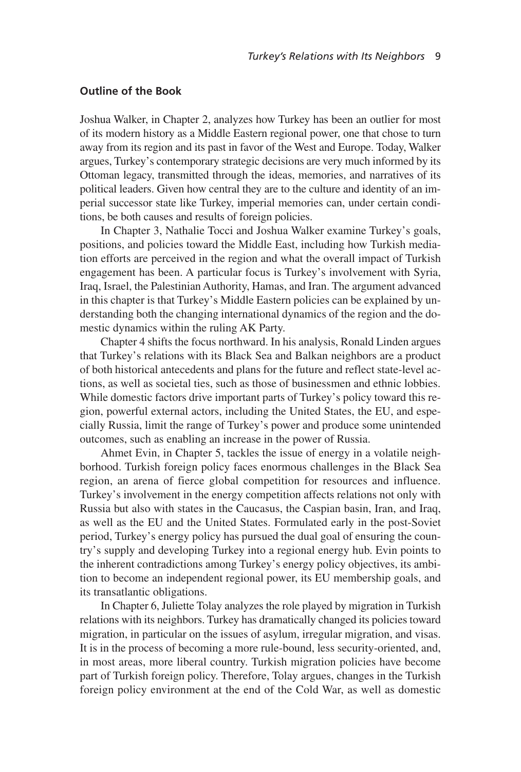### Outline of the Book

Joshua Walker, in Chapter 2, analyzes how Turkey has been an outlier for most of its modern history as a Middle Eastern regional power, one that chose to turn away from its region and its past in favor of the West and Europe. Today, Walker argues, Turkey's contemporary strategic decisions are very much informed by its Ottoman legacy, transmitted through the ideas, memories, and narratives of its political leaders. Given how central they are to the culture and identity of an imperial successor state like Turkey, imperial memories can, under certain conditions, be both causes and results of foreign policies.

In Chapter 3, Nathalie Tocci and Joshua Walker examine Turkey's goals, positions, and policies toward the Middle East, including how Turkish mediation efforts are perceived in the region and what the overall impact of Turkish engagement has been. A particular focus is Turkey's involvement with Syria, Iraq, Israel, the Palestinian Authority, Hamas, and Iran. The argument advanced in this chapter is that Turkey's Middle Eastern policies can be explained by understanding both the changing international dynamics of the region and the domestic dynamics within the ruling AK Party.

Chapter 4 shifts the focus northward. In his analysis, Ronald Linden argues that Turkey's relations with its Black Sea and Balkan neighbors are a product of both historical antecedents and plans for the future and reflect state-level actions, as well as societal ties, such as those of businessmen and ethnic lobbies. While domestic factors drive important parts of Turkey's policy toward this region, powerful external actors, including the United States, the EU, and especially Russia, limit the range of Turkey's power and produce some unintended outcomes, such as enabling an increase in the power of Russia.

Ahmet Evin, in Chapter 5, tackles the issue of energy in a volatile neighborhood. Turkish foreign policy faces enormous challenges in the Black Sea region, an arena of fierce global competition for resources and influence. Turkey's involvement in the energy competition affects relations not only with Russia but also with states in the Caucasus, the Caspian basin, Iran, and Iraq, as well as the EU and the United States. Formulated early in the post-Soviet period, Turkey's energy policy has pursued the dual goal of ensuring the country's supply and developing Turkey into a regional energy hub. Evin points to the inherent contradictions among Turkey's energy policy objectives, its ambition to become an independent regional power, its EU membership goals, and its transatlantic obligations.

In Chapter 6, Juliette Tolay analyzes the role played by migration in Turkish relations with its neighbors. Turkey has dramatically changed its policies toward migration, in particular on the issues of asylum, irregular migration, and visas. It is in the process of becoming a more rule-bound, less security-oriented, and, in most areas, more liberal country. Turkish migration policies have become part of Turkish foreign policy. Therefore, Tolay argues, changes in the Turkish foreign policy environment at the end of the Cold War, as well as domestic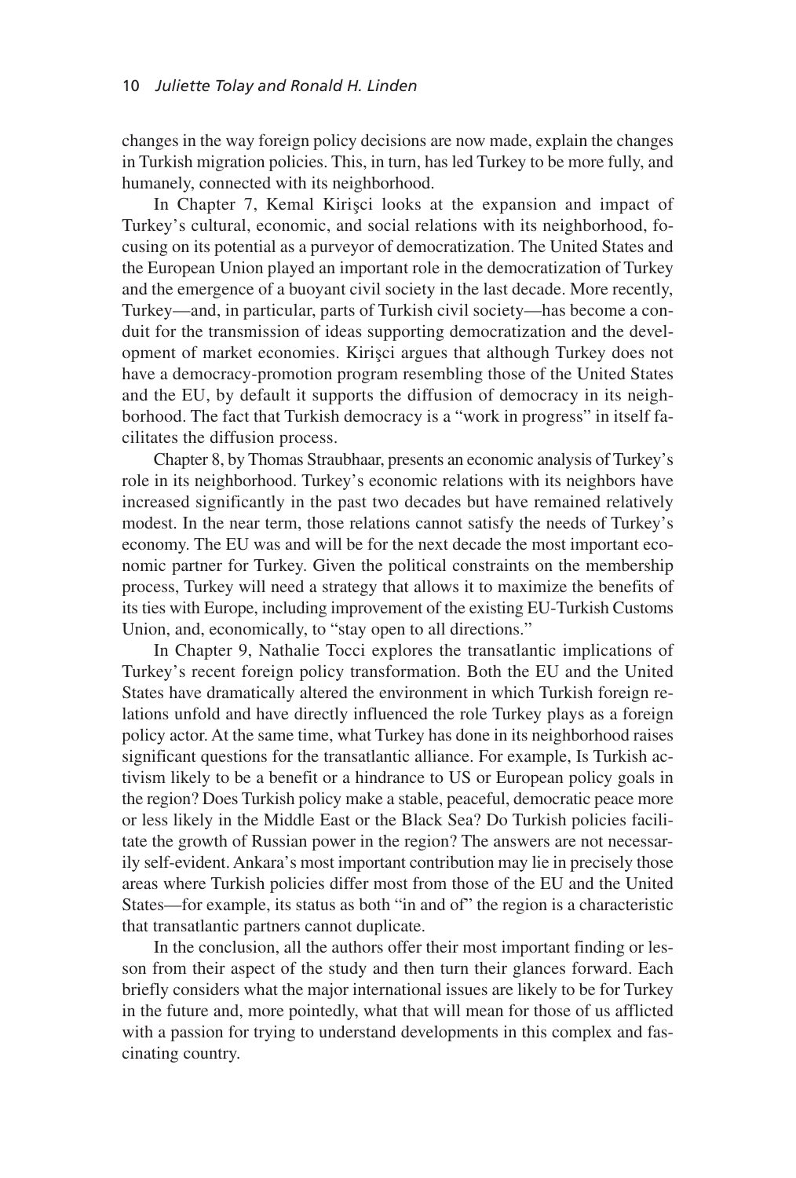changes in the way foreign policy decisions are now made, explain the changes in Turkish migration policies. This, in turn, has led Turkey to be more fully, and humanely, connected with its neighborhood.

In Chapter 7, Kemal Kirişci looks at the expansion and impact of Turkey's cultural, economic, and social relations with its neighborhood, focusing on its potential as a purveyor of democratization. The United States and the European Union played an important role in the democratization of Turkey and the emergence of a buoyant civil society in the last decade. More recently, Turkey—and, in particular, parts of Turkish civil society—has become a conduit for the transmission of ideas supporting democratization and the development of market economies. Kirişci argues that although Turkey does not have a democracy-promotion program resembling those of the United States and the EU, by default it supports the diffusion of democracy in its neighborhood. The fact that Turkish democracy is a "work in progress" in itself facilitates the diffusion process.

Chapter 8, by Thomas Straubhaar, presents an economic analysis of Turkey's role in its neighborhood. Turkey's economic relations with its neighbors have increased significantly in the past two decades but have remained relatively modest. In the near term, those relations cannot satisfy the needs of Turkey's economy. The EU was and will be for the next decade the most important economic partner for Turkey. Given the political constraints on the membership process, Turkey will need a strategy that allows it to maximize the benefits of its ties with Europe, including improvement of the existing EU-Turkish Customs Union, and, economically, to "stay open to all directions."

In Chapter 9, Nathalie Tocci explores the transatlantic implications of Turkey's recent foreign policy transformation. Both the EU and the United States have dramatically altered the environment in which Turkish foreign relations unfold and have directly influenced the role Turkey plays as a foreign policy actor. At the same time, what Turkey has done in its neighborhood raises significant questions for the transatlantic alliance. For example, Is Turkish activism likely to be a benefit or a hindrance to US or European policy goals in the region? Does Turkish policy make a stable, peaceful, democratic peace more or less likely in the Middle East or the Black Sea? Do Turkish policies facilitate the growth of Russian power in the region? The answers are not necessarily self-evident. Ankara's most important contribution may lie in precisely those areas where Turkish policies differ most from those of the EU and the United States—for example, its status as both "in and of" the region is a characteristic that transatlantic partners cannot duplicate.

In the conclusion, all the authors offer their most important finding or lesson from their aspect of the study and then turn their glances forward. Each briefly considers what the major international issues are likely to be for Turkey in the future and, more pointedly, what that will mean for those of us afflicted with a passion for trying to understand developments in this complex and fascinating country.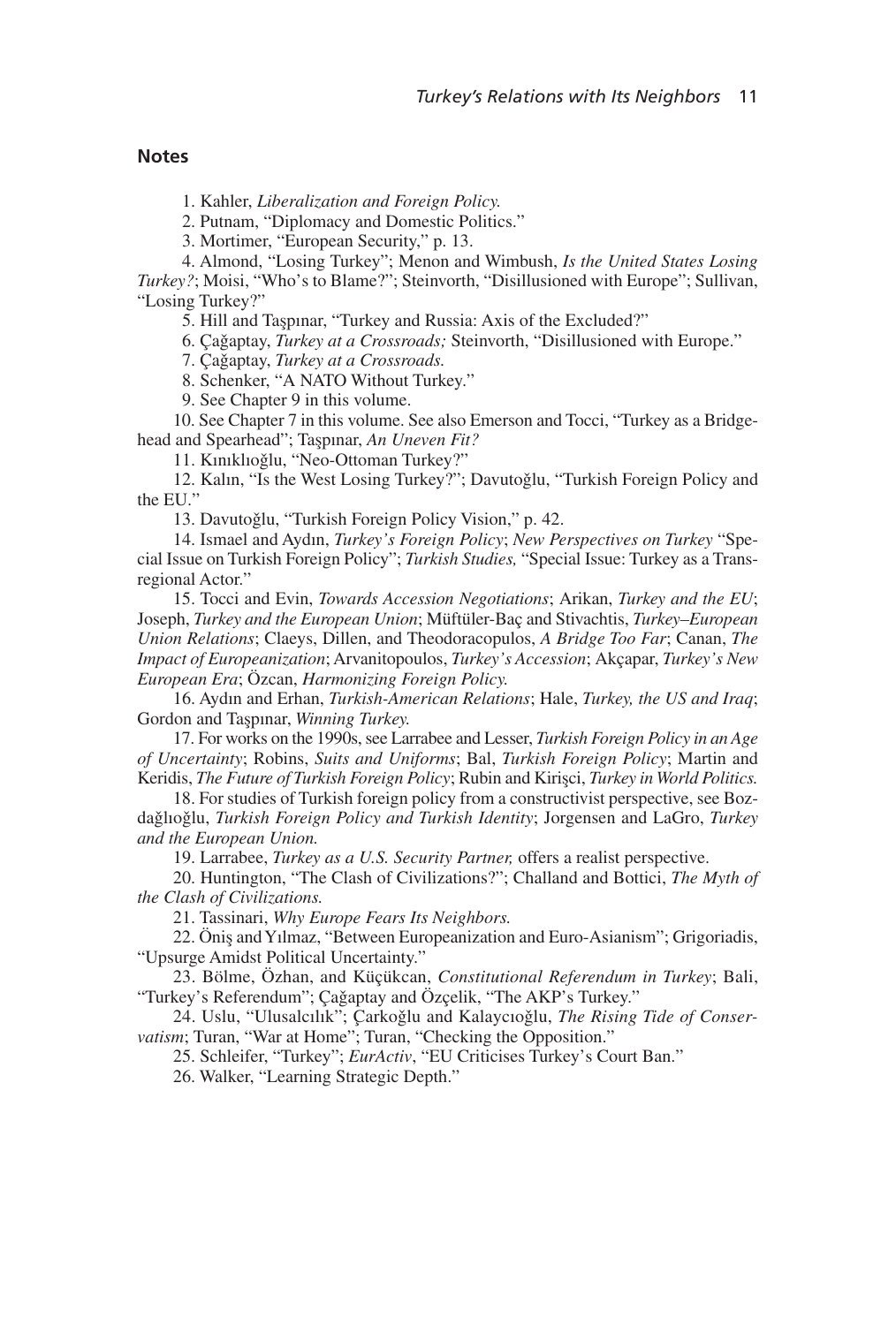## Notes

1. Kahler, *Liberalization and Foreign Policy.*

2. Putnam, "Diplomacy and Domestic Politics."

3. Mortimer, "European Security," p. 13.

4. Almond, "Losing Turkey"; Menon and Wimbush, *Is the United States Losing Turkey?*; Moisi, "Who's to Blame?"; Steinvorth, "Disillusioned with Europe"; Sullivan, "Losing Turkey?"

5. Hill and Taşpınar, "Turkey and Russia: Axis of the Excluded?"

6. Çağaptay, *Turkey at a Crossroads;* Steinvorth, "Disillusioned with Europe."

7. Çağaptay, *Turkey at a Crossroads.*

8. Schenker, "A NATO Without Turkey."

9. See Chapter 9 in this volume.

10. See Chapter 7 in this volume. See also Emerson and Tocci, "Turkey as a Bridgehead and Spearhead"; Taşpınar, *An Uneven Fit?*

11. Kınıklıoğlu, "Neo-Ottoman Turkey?"

12. Kalın, "Is the West Losing Turkey?"; Davutoğlu, "Turkish Foreign Policy and the EU."

13. Davutoğlu, "Turkish Foreign Policy Vision," p. 42.

14. Ismael and Aydın, *Turkey's Foreign Policy*; *New Perspectives on Turkey* "Special Issue on Turkish Foreign Policy"; *Turkish Studies,* "Special Issue: Turkey as a Transregional Actor."

15. Tocci and Evin, *Towards Accession Negotiations*; Arikan, *Turkey and the EU*; Joseph, *Turkey and the European Union*; Müftüler-Baç and Stivachtis, *Turkey–European Union Relations*; Claeys, Dillen, and Theodoracopulos, *A Bridge Too Far*; Canan, *The Impact of Europeanization*; Arvanitopoulos, *Turkey's Accession*; Akçapar, *Turkey's New European Era*; Özcan, *Harmonizing Foreign Policy.*

16. Aydın and Erhan, *Turkish-American Relations*; Hale, *Turkey, the US and Iraq*; Gordon and Taşpınar, *Winning Turkey.*

17. For works on the 1990s, see Larrabee and Lesser, *Turkish Foreign Policy in an Age of Uncertainty*; Robins, *Suits and Uniforms*; Bal, *Turkish Foreign Policy*; Martin and Keridis, *The Future of Turkish Foreign Policy*; Rubin and Kirişci, *Turkey in World Politics.*

18. For studies of Turkish foreign policy from a constructivist perspective, see Bozdağlıoğlu, *Turkish Foreign Policy and Turkish Identity*; Jorgensen and LaGro, *Turkey and the European Union.*

19. Larrabee, *Turkey as a U.S. Security Partner,* offers a realist perspective.

20. Huntington, "The Clash of Civilizations?"; Challand and Bottici, *The Myth of the Clash of Civilizations.*

21. Tassinari, *Why Europe Fears Its Neighbors.*

22. Öniş and Yılmaz, "Between Europeanization and Euro-Asianism"; Grigoriadis, "Upsurge Amidst Political Uncertainty."

23. Bölme, Özhan, and Küçükcan, *Constitutional Referendum in Turkey*; Bali, "Turkey's Referendum"; Çağaptay and Özçelik, "The AKP's Turkey."

24. Uslu, "Ulusalcılık"; Çarkoğlu and Kalaycıoğlu, *The Rising Tide of Conservatism*; Turan, "War at Home"; Turan, "Checking the Opposition."

25. Schleifer, "Turkey"; *EurActiv*, "EU Criticises Turkey's Court Ban."

26. Walker, "Learning Strategic Depth."